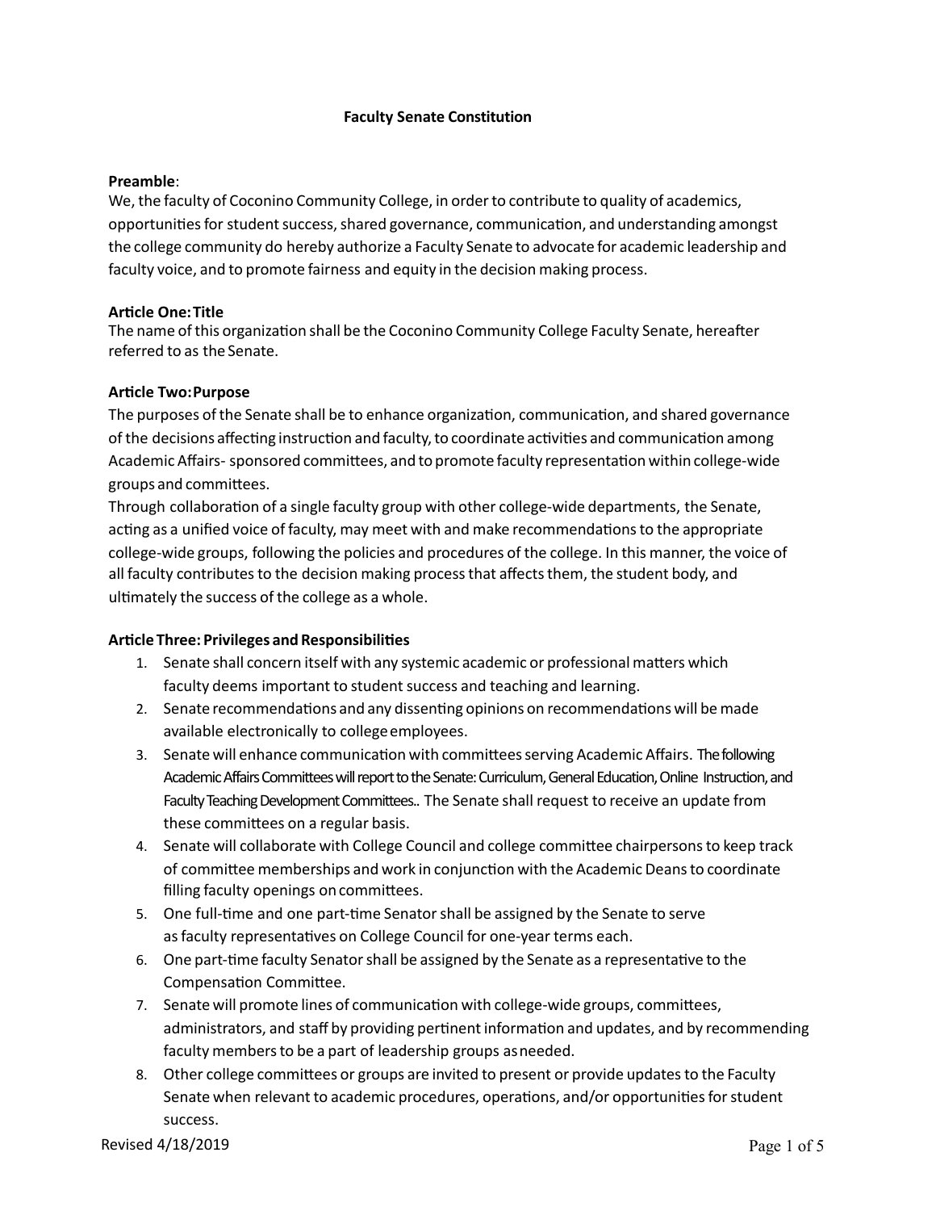# Faculty Senate Constitution

**Preamble**:

We, the faculty of Coconino Community College, in order to contribute to quality of academics, opportunities for student success, shared governance, communication, and understanding amongst the college community do hereby authorize a Faculty Senate to advocate for academic leadership and faculty voice, and to promote fairness and equity in the decision making process.

**Article One: Title**

The name of this organization shall be the Coconino Community College Faculty Senate, hereafter referred to as the Senate.

**Article Two: Purpose**

The purposes of the Senate shall be to enhance organization, communication, and shared governance of the decisions affecting instruction and faculty, to coordinate activities and communication among Academic Affairs- sponsored committees, and to promote faculty representation within college-wide groups and committees.

Through collaboration of a single faculty group with other college-wide departments, the Senate, acting as a unified voice of faculty, may meet with and make recommendations to the appropriate college-wide groups, following the policies and procedures of the college. In this manner, the voice of all faculty contributes to the decision making process that affects them, the student body, and ultimately the success of the college as a whole.

**Article Three: Privileges and Responsibilities**

1. Senate shall concern itself with any systemic academic or professional matters which faculty deems important to student success and teaching and learning.
2. Senate recommendations and any dissenting opinions on recommendations will be made available electronically to college employees.
3. Senate will enhance communication with committees serving Academic Affairs. The following Academic Affairs Committees will report to the Senate: Curriculum, General Education, Online Instruction, and Faculty Teaching Development Committees.. The Senate shall request to receive an update from these committees on a regular basis.
4. Senate will collaborate with College Council and college committee chairpersons to keep track of committee memberships and work in conjunction with the Academic Deans to coordinate filling faculty openings on committees.
5. One full-time and one part-time Senator shall be assigned by the Senate to serve as faculty representatives on College Council for one-year terms each.
6. One part-time faculty Senator shall be assigned by the Senate as a representative to the Compensation Committee.
7. Senate will promote lines of communication with college-wide groups, committees, administrators, and staff by providing pertinent information and updates, and by recommending faculty members to be a part of leadership groups as needed.
8. Other college committees or groups are invited to present or provide updates to the Faculty Senate when relevant to academic procedures, operations, and/or opportunities for student success.

Revised 4/18/2019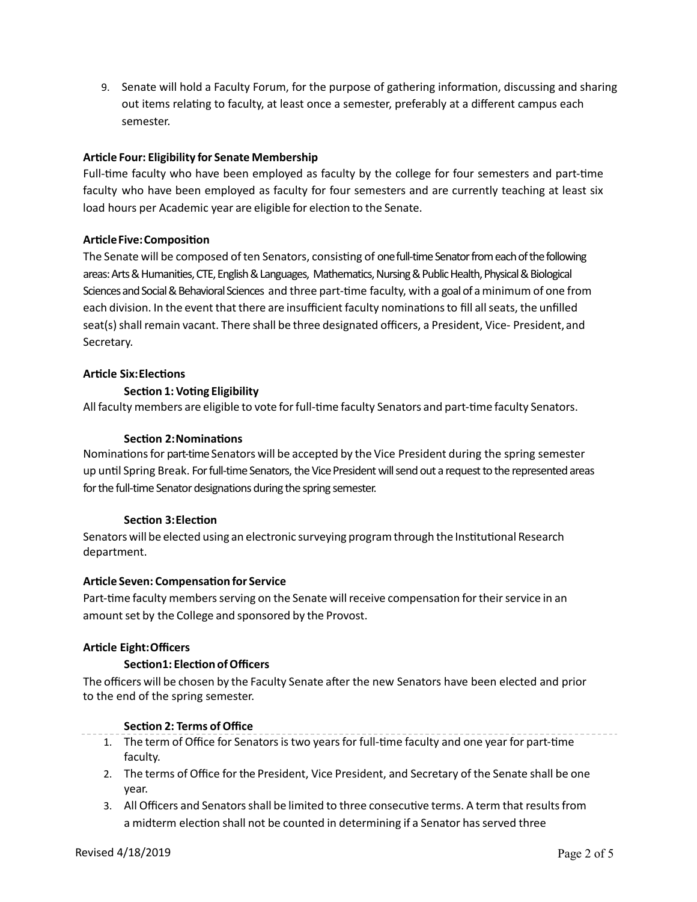9. Senate will hold a Faculty Forum, for the purpose of gathering information, discussing and sharing out items relating to faculty, at least once a semester, preferably at a different campus each semester.

**Article Four: Eligibility for Senate Membership**

Full-time faculty who have been employed as faculty by the college for four semesters and part-time faculty who have been employed as faculty for four semesters and are currently teaching at least six load hours per Academic year are eligible for election to the Senate.

**Article Five: Composition**

The Senate will be composed of ten Senators, consisting of one full-time Senator from each of the following areas: Arts & Humanities, CTE, English & Languages, Mathematics, Nursing & Public Health, Physical & Biological Sciences and Social & Behavioral Sciences and three part-time faculty, with a goal of a minimum of one from each division. In the event that there are insufficient faculty nominations to fill all seats, the unfilled seat(s) shall remain vacant. There shall be three designated officers, a President, Vice- President, and Secretary.

**Article Six: Elections**

**Section 1: Voting Eligibility**

All faculty members are eligible to vote for full-time faculty Senators and part-time faculty Senators.

**Section 2: Nominations**

Nominations for part-time Senators will be accepted by the Vice President during the spring semester up until Spring Break. For full-time Senators, the Vice President will send out a request to the represented areas for the full-time Senator designations during the spring semester.

**Section 3: Election**

Senators will be elected using an electronic surveying program through the Institutional Research department.

**Article Seven: Compensation for Service**

Part-time faculty members serving on the Senate will receive compensation for their service in an amount set by the College and sponsored by the Provost.

**Article Eight: Officers**

**Section1: Election of Officers**

The officers will be chosen by the Faculty Senate after the new Senators have been elected and prior to the end of the spring semester.

**Section 2: Terms of Office**

1. The term of Office for Senators is two years for full-time faculty and one year for part-time faculty.
2. The terms of Office for the President, Vice President, and Secretary of the Senate shall be one year.
3. All Officers and Senators shall be limited to three consecutive terms. A term that results from a midterm election shall not be counted in determining if a Senator has served three

Revised 4/18/2019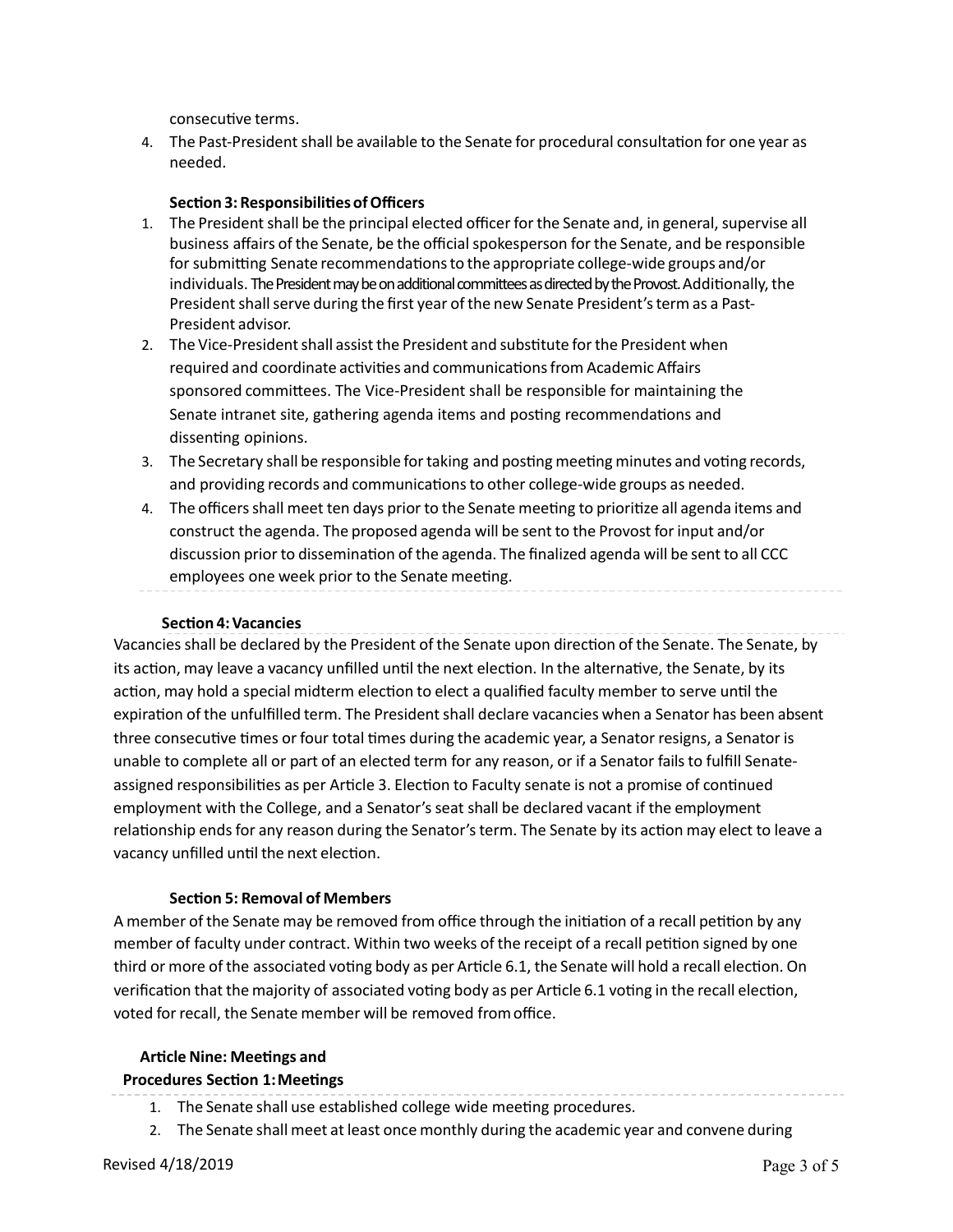consecutive terms.

4. The Past-President shall be available to the Senate for procedural consultation for one year as needed.

### Section 3: Responsibilities of Officers

1. The President shall be the principal elected officer for the Senate and, in general, supervise all business affairs of the Senate, be the official spokesperson for the Senate, and be responsible for submitting Senate recommendations to the appropriate college-wide groups and/or individuals. The President may be on additional committees as directed by the Provost. Additionally, the President shall serve during the first year of the new Senate President's term as a Past-President advisor.
2. The Vice-President shall assist the President and substitute for the President when required and coordinate activities and communications from Academic Affairs sponsored committees. The Vice-President shall be responsible for maintaining the Senate intranet site, gathering agenda items and posting recommendations and dissenting opinions.
3. The Secretary shall be responsible for taking and posting meeting minutes and voting records, and providing records and communications to other college-wide groups as needed.
4. The officers shall meet ten days prior to the Senate meeting to prioritize all agenda items and construct the agenda. The proposed agenda will be sent to the Provost for input and/or discussion prior to dissemination of the agenda. The finalized agenda will be sent to all CCC employees one week prior to the Senate meeting.

### Section 4: Vacancies

Vacancies shall be declared by the President of the Senate upon direction of the Senate. The Senate, by its action, may leave a vacancy unfilled until the next election. In the alternative, the Senate, by its action, may hold a special midterm election to elect a qualified faculty member to serve until the expiration of the unfulfilled term. The President shall declare vacancies when a Senator has been absent three consecutive times or four total times during the academic year, a Senator resigns, a Senator is unable to complete all or part of an elected term for any reason, or if a Senator fails to fulfill Senate-assigned responsibilities as per Article 3. Election to Faculty senate is not a promise of continued employment with the College, and a Senator's seat shall be declared vacant if the employment relationship ends for any reason during the Senator's term. The Senate by its action may elect to leave a vacancy unfilled until the next election.

### Section 5: Removal of Members

A member of the Senate may be removed from office through the initiation of a recall petition by any member of faculty under contract. Within two weeks of the receipt of a recall petition signed by one third or more of the associated voting body as per Article 6.1, the Senate will hold a recall election. On verification that the majority of associated voting body as per Article 6.1 voting in the recall election, voted for recall, the Senate member will be removed from office.

## Article Nine: Meetings and Procedures

### Section 1: Meetings

1. The Senate shall use established college wide meeting procedures.
2. The Senate shall meet at least once monthly during the academic year and convene during

Revised 4/18/2019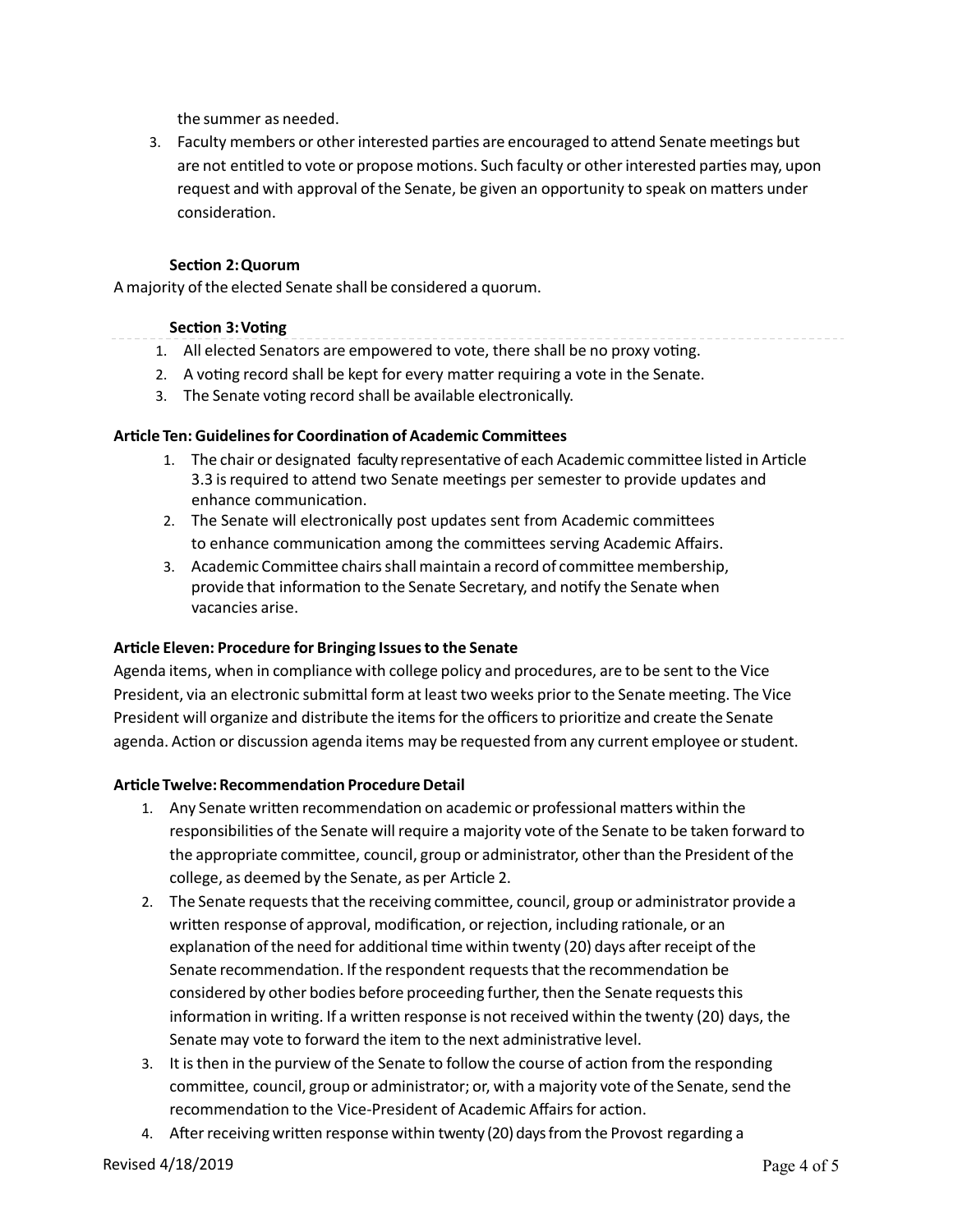the summer as needed.

3. Faculty members or other interested parties are encouraged to attend Senate meetings but are not entitled to vote or propose motions. Such faculty or other interested parties may, upon request and with approval of the Senate, be given an opportunity to speak on matters under consideration.

### Section 2: Quorum

A majority of the elected Senate shall be considered a quorum.

### Section 3: Voting

1. All elected Senators are empowered to vote, there shall be no proxy voting.
2. A voting record shall be kept for every matter requiring a vote in the Senate.
3. The Senate voting record shall be available electronically.

## Article Ten: Guidelines for Coordination of Academic Committees

1. The chair or designated faculty representative of each Academic committee listed in Article 3.3 is required to attend two Senate meetings per semester to provide updates and enhance communication.
2. The Senate will electronically post updates sent from Academic committees to enhance communication among the committees serving Academic Affairs.
3. Academic Committee chairs shall maintain a record of committee membership, provide that information to the Senate Secretary, and notify the Senate when vacancies arise.

## Article Eleven: Procedure for Bringing Issues to the Senate

Agenda items, when in compliance with college policy and procedures, are to be sent to the Vice President, via an electronic submittal form at least two weeks prior to the Senate meeting. The Vice President will organize and distribute the items for the officers to prioritize and create the Senate agenda. Action or discussion agenda items may be requested from any current employee or student.

## Article Twelve: Recommendation Procedure Detail

1. Any Senate written recommendation on academic or professional matters within the responsibilities of the Senate will require a majority vote of the Senate to be taken forward to the appropriate committee, council, group or administrator, other than the President of the college, as deemed by the Senate, as per Article 2.
2. The Senate requests that the receiving committee, council, group or administrator provide a written response of approval, modification, or rejection, including rationale, or an explanation of the need for additional time within twenty (20) days after receipt of the Senate recommendation. If the respondent requests that the recommendation be considered by other bodies before proceeding further, then the Senate requests this information in writing. If a written response is not received within the twenty (20) days, the Senate may vote to forward the item to the next administrative level.
3. It is then in the purview of the Senate to follow the course of action from the responding committee, council, group or administrator; or, with a majority vote of the Senate, send the recommendation to the Vice-President of Academic Affairs for action.
4. After receiving written response within twenty (20) days from the Provost regarding a

Revised 4/18/2019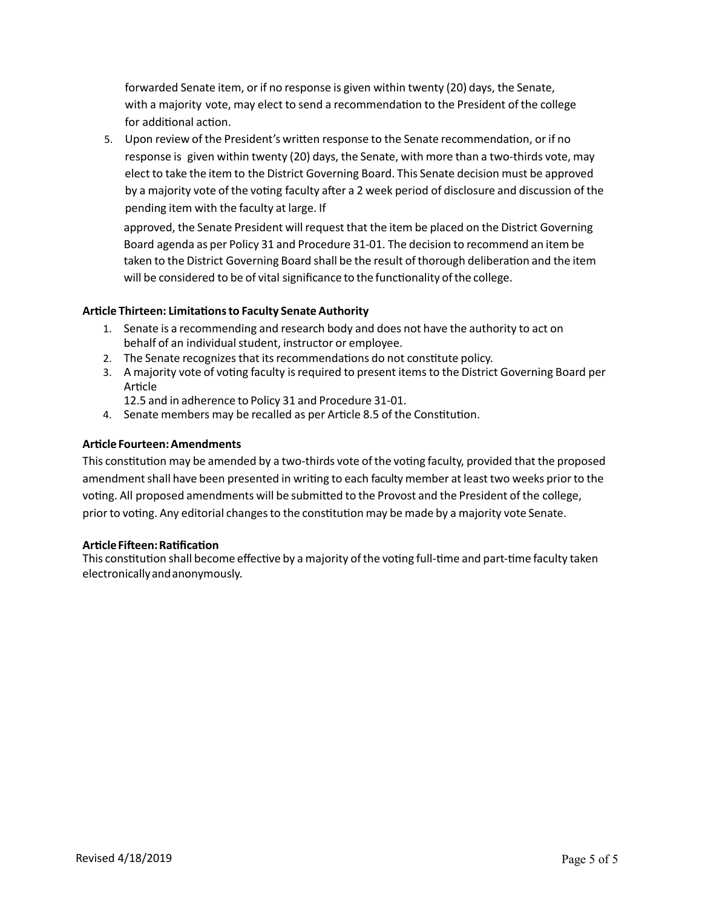forwarded Senate item, or if no response is given within twenty (20) days, the Senate, with a majority vote, may elect to send a recommendation to the President of the college for additional action.

5. Upon review of the President's written response to the Senate recommendation, or if no response is given within twenty (20) days, the Senate, with more than a two-thirds vote, may elect to take the item to the District Governing Board. This Senate decision must be approved by a majority vote of the voting faculty after a 2 week period of disclosure and discussion of the pending item with the faculty at large. If

   approved, the Senate President will request that the item be placed on the District Governing Board agenda as per Policy 31 and Procedure 31-01. The decision to recommend an item be taken to the District Governing Board shall be the result of thorough deliberation and the item will be considered to be of vital significance to the functionality of the college.

**Article Thirteen: Limitations to Faculty Senate Authority**

1. Senate is a recommending and research body and does not have the authority to act on behalf of an individual student, instructor or employee.
2. The Senate recognizes that its recommendations do not constitute policy.
3. A majority vote of voting faculty is required to present items to the District Governing Board per Article 12.5 and in adherence to Policy 31 and Procedure 31-01.
4. Senate members may be recalled as per Article 8.5 of the Constitution.

**Article Fourteen: Amendments**

This constitution may be amended by a two-thirds vote of the voting faculty, provided that the proposed amendment shall have been presented in writing to each faculty member at least two weeks prior to the voting. All proposed amendments will be submitted to the Provost and the President of the college, prior to voting. Any editorial changes to the constitution may be made by a majority vote Senate.

**Article Fifteen: Ratification**

This constitution shall become effective by a majority of the voting full-time and part-time faculty taken electronically and anonymously.

Revised 4/18/2019